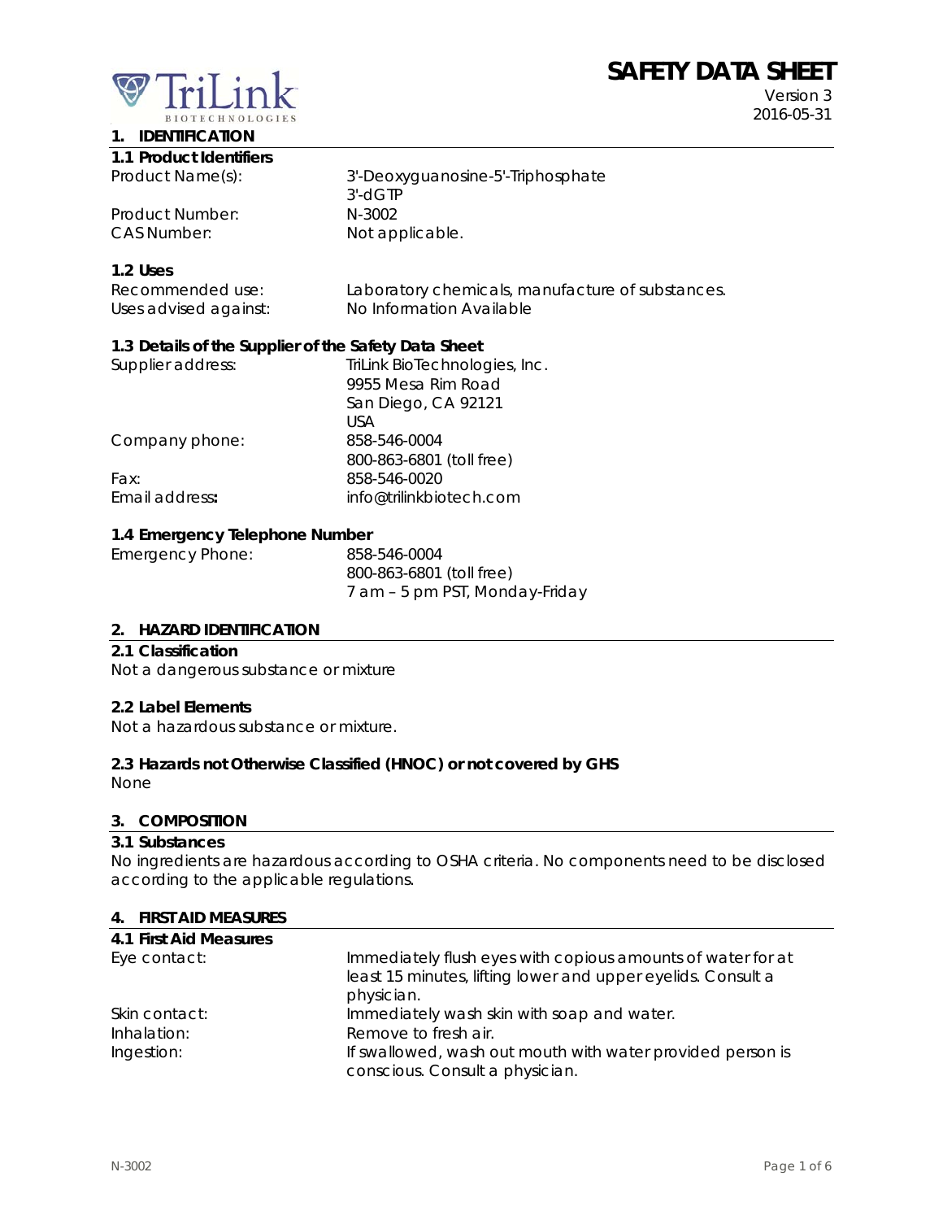# SAFETY DATA SHEET

Version 3
2016-05-31

TriLink BIOTECHNOLOGIES

## 1. IDENTIFICATION

### 1.1 Product Identifiers

| | |
|---|---|
| Product Name(s): | 3'-Deoxyguanosine-5'-Triphosphate<br>3'-dGTP |
| Product Number: | N-3002 |
| CAS Number: | Not applicable. |

### 1.2 Uses

| | |
|---|---|
| Recommended use: | Laboratory chemicals, manufacture of substances. |
| Uses advised against: | No Information Available |

### 1.3 Details of the Supplier of the Safety Data Sheet

| | |
|---|---|
| Supplier address: | TriLink BioTechnologies, Inc.<br>9955 Mesa Rim Road<br>San Diego, CA 92121<br>USA |
| Company phone: | 858-546-0004<br>800-863-6801 (toll free) |
| Fax: | 858-546-0020 |
| Email address: | info@trilinkbiotech.com |

### 1.4 Emergency Telephone Number

| | |
|---|---|
| Emergency Phone: | 858-546-0004<br>800-863-6801 (toll free)<br>7 am – 5 pm PST, Monday-Friday |

## 2. HAZARD IDENTIFICATION

### 2.1 Classification

Not a dangerous substance or mixture

### 2.2 Label Elements

Not a hazardous substance or mixture.

### 2.3 Hazards not Otherwise Classified (HNOC) or not covered by GHS

None

## 3. COMPOSITION

### 3.1 Substances

No ingredients are hazardous according to OSHA criteria. No components need to be disclosed according to the applicable regulations.

## 4. FIRST AID MEASURES

### 4.1 First Aid Measures

| | |
|---|---|
| Eye contact: | Immediately flush eyes with copious amounts of water for at least 15 minutes, lifting lower and upper eyelids. Consult a physician. |
| Skin contact: | Immediately wash skin with soap and water. |
| Inhalation: | Remove to fresh air. |
| Ingestion: | If swallowed, wash out mouth with water provided person is conscious. Consult a physician. |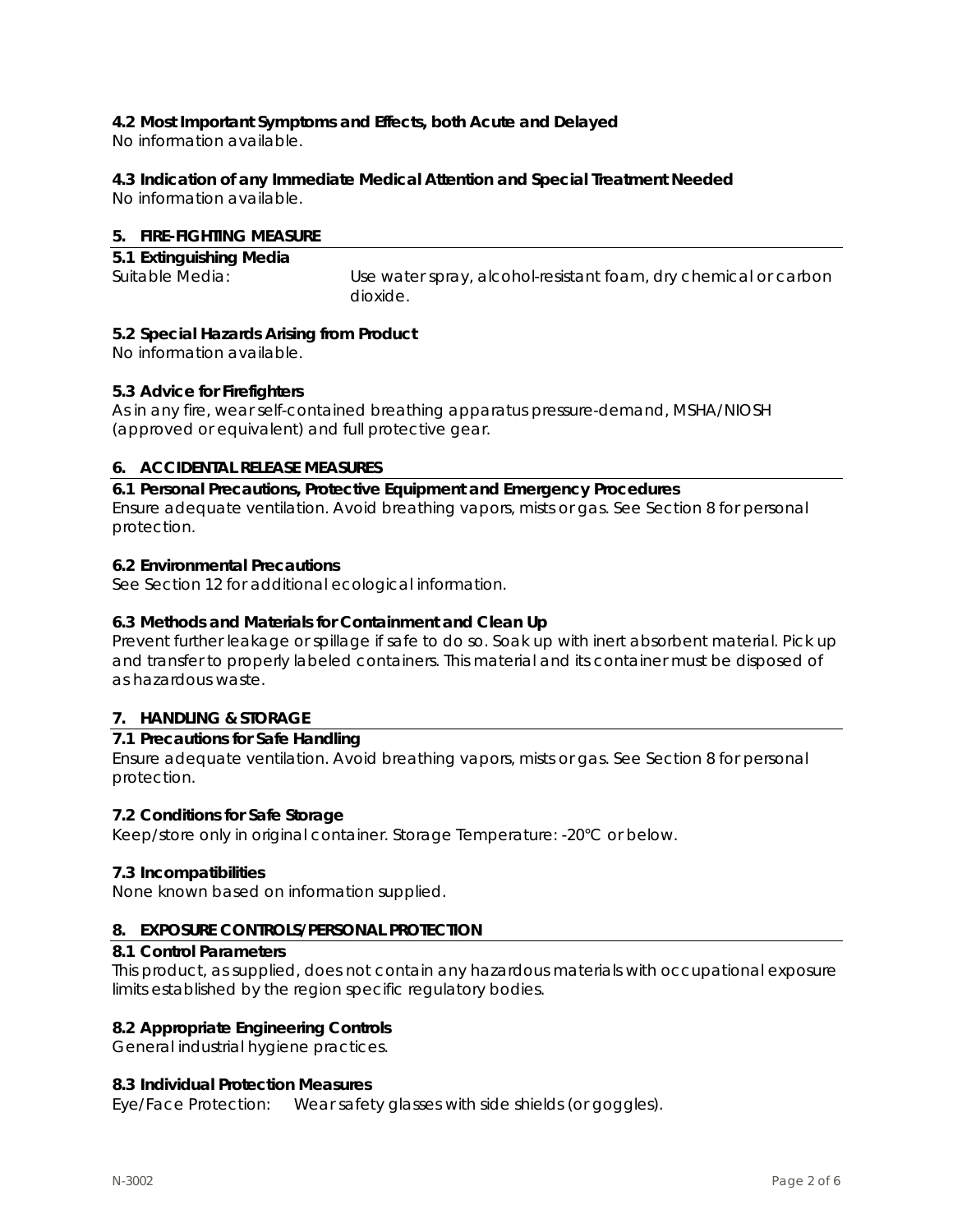### 4.2 Most Important Symptoms and Effects, both Acute and Delayed

No information available.

### 4.3 Indication of any Immediate Medical Attention and Special Treatment Needed

No information available.

## 5. FIRE-FIGHTING MEASURE

### 5.1 Extinguishing Media

Suitable Media: Use water spray, alcohol-resistant foam, dry chemical or carbon dioxide.

### 5.2 Special Hazards Arising from Product

No information available.

### 5.3 Advice for Firefighters

As in any fire, wear self-contained breathing apparatus pressure-demand, MSHA/NIOSH (approved or equivalent) and full protective gear.

## 6. ACCIDENTAL RELEASE MEASURES

### 6.1 Personal Precautions, Protective Equipment and Emergency Procedures

Ensure adequate ventilation. Avoid breathing vapors, mists or gas. See Section 8 for personal protection.

### 6.2 Environmental Precautions

See Section 12 for additional ecological information.

### 6.3 Methods and Materials for Containment and Clean Up

Prevent further leakage or spillage if safe to do so. Soak up with inert absorbent material. Pick up and transfer to properly labeled containers. This material and its container must be disposed of as hazardous waste.

## 7. HANDLING & STORAGE

### 7.1 Precautions for Safe Handling

Ensure adequate ventilation. Avoid breathing vapors, mists or gas. See Section 8 for personal protection.

### 7.2 Conditions for Safe Storage

Keep/store only in original container. Storage Temperature: -20°C or below.

### 7.3 Incompatibilities

None known based on information supplied.

## 8. EXPOSURE CONTROLS/PERSONAL PROTECTION

### 8.1 Control Parameters

This product, as supplied, does not contain any hazardous materials with occupational exposure limits established by the region specific regulatory bodies.

### 8.2 Appropriate Engineering Controls

General industrial hygiene practices.

### 8.3 Individual Protection Measures

Eye/Face Protection: Wear safety glasses with side shields (or goggles).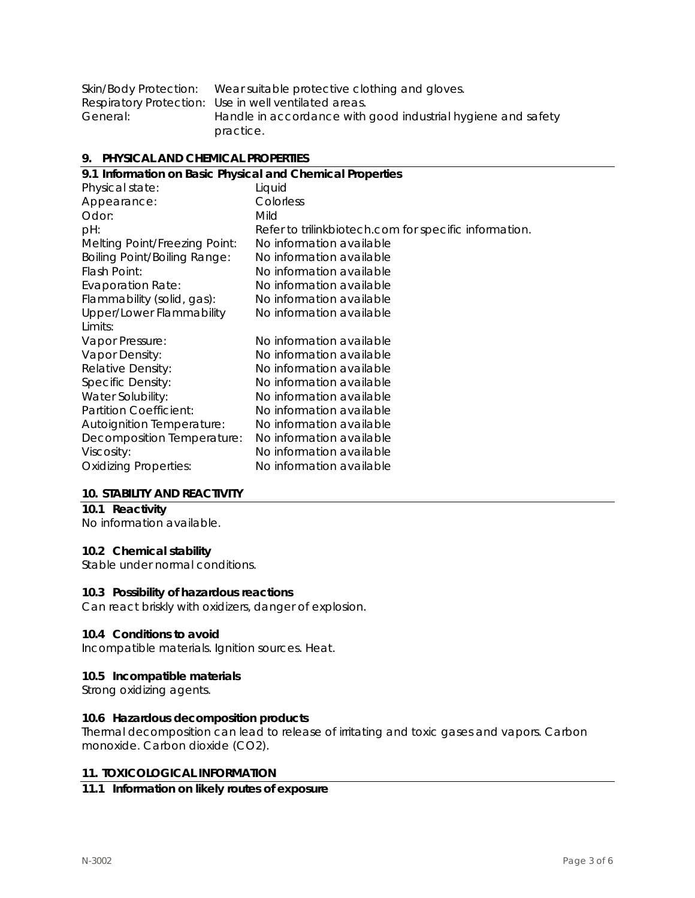Skin/Body Protection: Wear suitable protective clothing and gloves.
Respiratory Protection: Use in well ventilated areas.
General: Handle in accordance with good industrial hygiene and safety practice.

## 9. PHYSICAL AND CHEMICAL PROPERTIES

### 9.1 Information on Basic Physical and Chemical Properties

| | |
|---|---|
| Physical state: | Liquid |
| Appearance: | Colorless |
| Odor: | Mild |
| pH: | Refer to trilinkbiotech.com for specific information. |
| Melting Point/Freezing Point: | No information available |
| Boiling Point/Boiling Range: | No information available |
| Flash Point: | No information available |
| Evaporation Rate: | No information available |
| Flammability (solid, gas): | No information available |
| Upper/Lower Flammability Limits: | No information available |
| Vapor Pressure: | No information available |
| Vapor Density: | No information available |
| Relative Density: | No information available |
| Specific Density: | No information available |
| Water Solubility: | No information available |
| Partition Coefficient: | No information available |
| Autoignition Temperature: | No information available |
| Decomposition Temperature: | No information available |
| Viscosity: | No information available |
| Oxidizing Properties: | No information available |

## 10. STABILITY AND REACTIVITY

### 10.1 Reactivity

No information available.

### 10.2 Chemical stability

Stable under normal conditions.

### 10.3 Possibility of hazardous reactions

Can react briskly with oxidizers, danger of explosion.

### 10.4 Conditions to avoid

Incompatible materials. Ignition sources. Heat.

### 10.5 Incompatible materials

Strong oxidizing agents.

### 10.6 Hazardous decomposition products

Thermal decomposition can lead to release of irritating and toxic gases and vapors. Carbon monoxide. Carbon dioxide ($CO_2$).

## 11. TOXICOLOGICAL INFORMATION

### 11.1 Information on likely routes of exposure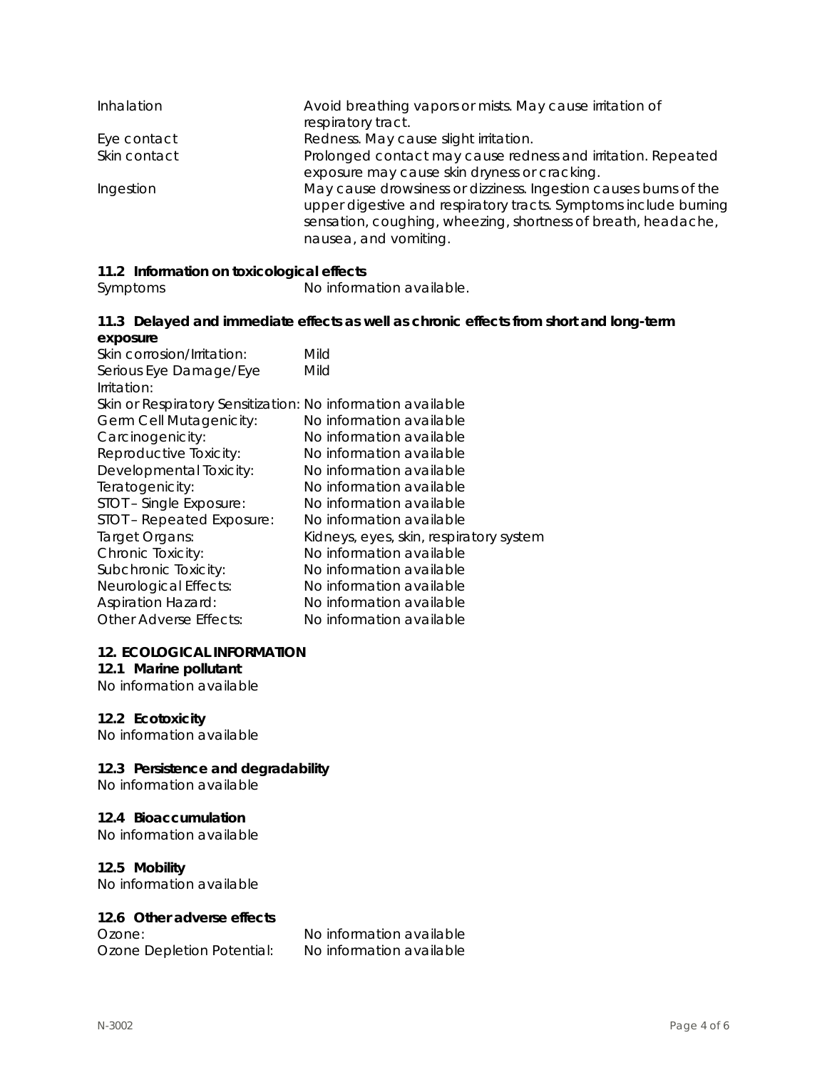| | |
|---|---|
| Inhalation | Avoid breathing vapors or mists. May cause irritation of respiratory tract. |
| Eye contact | Redness. May cause slight irritation. |
| Skin contact | Prolonged contact may cause redness and irritation. Repeated exposure may cause skin dryness or cracking. |
| Ingestion | May cause drowsiness or dizziness. Ingestion causes burns of the upper digestive and respiratory tracts. Symptoms include burning sensation, coughing, wheezing, shortness of breath, headache, nausea, and vomiting. |

**11.2 Information on toxicological effects**

| | |
|---|---|
| Symptoms | No information available. |

**11.3 Delayed and immediate effects as well as chronic effects from short and long-term exposure**

| | |
|---|---|
| Skin corrosion/Irritation: | Mild |
| Serious Eye Damage/Eye Irritation: | Mild |
| Skin or Respiratory Sensitization: | No information available |
| Germ Cell Mutagenicity: | No information available |
| Carcinogenicity: | No information available |
| Reproductive Toxicity: | No information available |
| Developmental Toxicity: | No information available |
| Teratogenicity: | No information available |
| STOT – Single Exposure: | No information available |
| STOT – Repeated Exposure: | No information available |
| Target Organs: | Kidneys, eyes, skin, respiratory system |
| Chronic Toxicity: | No information available |
| Subchronic Toxicity: | No information available |
| Neurological Effects: | No information available |
| Aspiration Hazard: | No information available |
| Other Adverse Effects: | No information available |

## 12. ECOLOGICAL INFORMATION

**12.1 Marine pollutant**

No information available

**12.2 Ecotoxicity**

No information available

**12.3 Persistence and degradability**

No information available

**12.4 Bioaccumulation**

No information available

**12.5 Mobility**

No information available

**12.6 Other adverse effects**

| | |
|---|---|
| Ozone: | No information available |
| Ozone Depletion Potential: | No information available |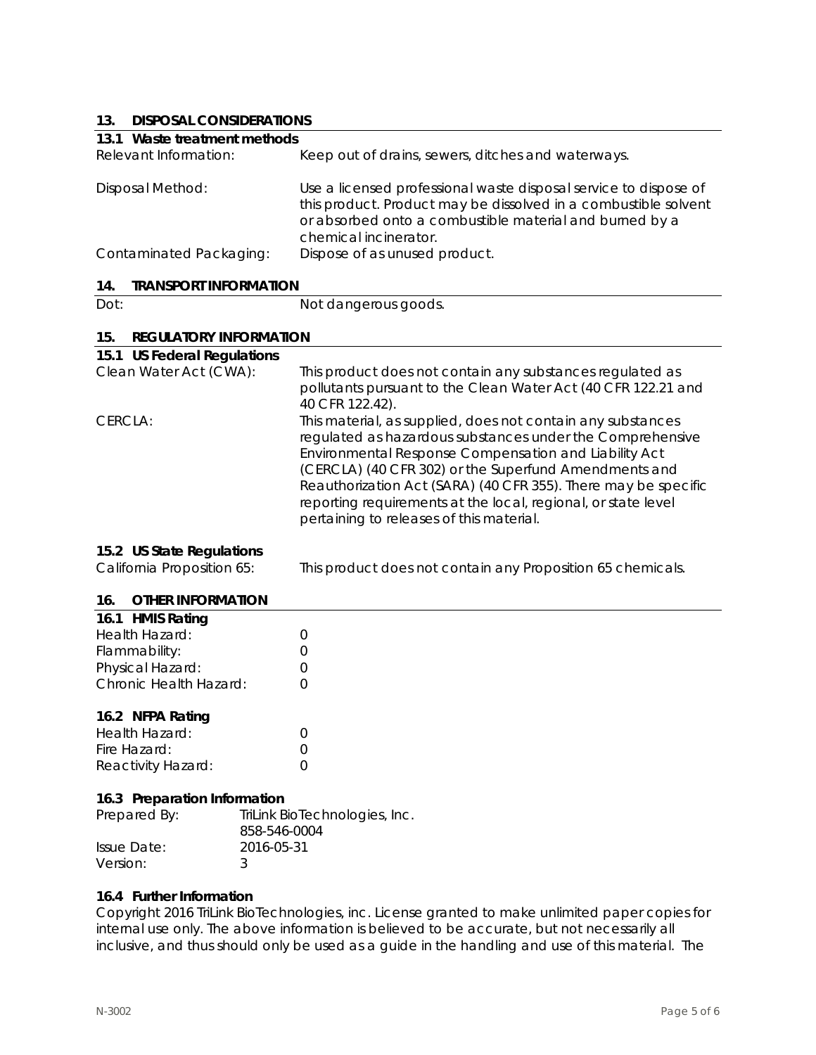## 13. DISPOSAL CONSIDERATIONS

### 13.1 Waste treatment methods

| | |
|---|---|
| Relevant Information: | Keep out of drains, sewers, ditches and waterways. |
| Disposal Method: | Use a licensed professional waste disposal service to dispose of this product. Product may be dissolved in a combustible solvent or absorbed onto a combustible material and burned by a chemical incinerator. |
| Contaminated Packaging: | Dispose of as unused product. |

## 14. TRANSPORT INFORMATION

| | |
|---|---|
| Dot: | Not dangerous goods. |

## 15. REGULATORY INFORMATION

### 15.1 US Federal Regulations

| | |
|---|---|
| Clean Water Act (CWA): | This product does not contain any substances regulated as pollutants pursuant to the Clean Water Act (40 CFR 122.21 and 40 CFR 122.42). |
| CERCLA: | This material, as supplied, does not contain any substances regulated as hazardous substances under the Comprehensive Environmental Response Compensation and Liability Act (CERCLA) (40 CFR 302) or the Superfund Amendments and Reauthorization Act (SARA) (40 CFR 355). There may be specific reporting requirements at the local, regional, or state level pertaining to releases of this material. |

### 15.2 US State Regulations

| | |
|---|---|
| California Proposition 65: | This product does not contain any Proposition 65 chemicals. |

## 16. OTHER INFORMATION

### 16.1 HMIS Rating

| | |
|---|---|
| Health Hazard: | 0 |
| Flammability: | 0 |
| Physical Hazard: | 0 |
| Chronic Health Hazard: | 0 |

### 16.2 NFPA Rating

| | |
|---|---|
| Health Hazard: | 0 |
| Fire Hazard: | 0 |
| Reactivity Hazard: | 0 |

### 16.3 Preparation Information

| | |
|---|---|
| Prepared By: | TriLink BioTechnologies, Inc.<br>858-546-0004 |
| Issue Date: | 2016-05-31 |
| Version: | 3 |

### 16.4 Further Information

Copyright 2016 TriLink BioTechnologies, inc. License granted to make unlimited paper copies for internal use only. The above information is believed to be accurate, but not necessarily all inclusive, and thus should only be used as a guide in the handling and use of this material. The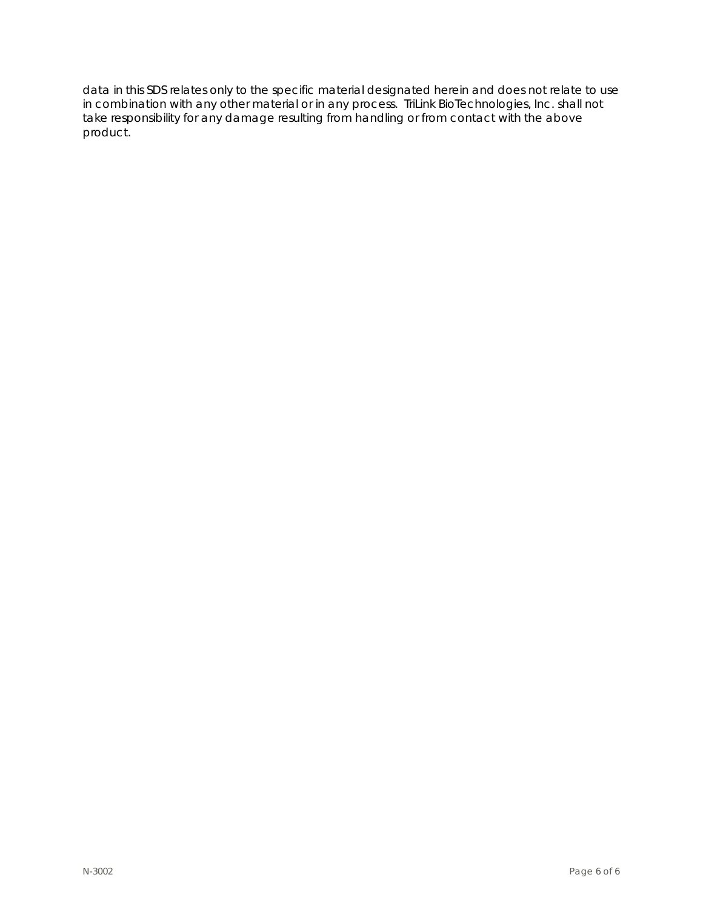data in this SDS relates only to the specific material designated herein and does not relate to use in combination with any other material or in any process. TriLink BioTechnologies, Inc. shall not take responsibility for any damage resulting from handling or from contact with the above product.